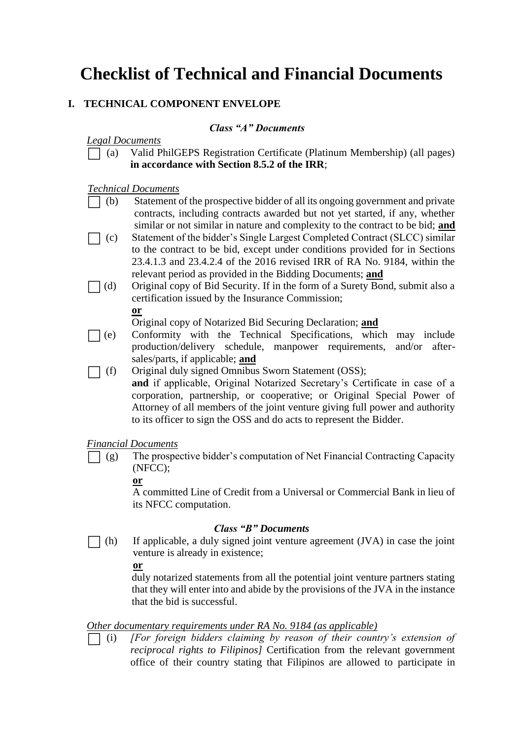# Checklist of Technical and Financial Documents

## I. TECHNICAL COMPONENT ENVELOPE

### *Class "A" Documents*

*Legal Documents*

- [ ] (a) Valid PhilGEPS Registration Certificate (Platinum Membership) (all pages) **in accordance with Section 8.5.2 of the IRR**;

*Technical Documents*

- [ ] (b) Statement of the prospective bidder of all its ongoing government and private contracts, including contracts awarded but not yet started, if any, whether similar or not similar in nature and complexity to the contract to be bid; **and**
- [ ] (c) Statement of the bidder's Single Largest Completed Contract (SLCC) similar to the contract to be bid, except under conditions provided for in Sections 23.4.1.3 and 23.4.2.4 of the 2016 revised IRR of RA No. 9184, within the relevant period as provided in the Bidding Documents; **and**
- [ ] (d) Original copy of Bid Security. If in the form of a Surety Bond, submit also a certification issued by the Insurance Commission;
  **or**
  Original copy of Notarized Bid Securing Declaration; **and**
- [ ] (e) Conformity with the Technical Specifications, which may include production/delivery schedule, manpower requirements, and/or after-sales/parts, if applicable; **and**
- [ ] (f) Original duly signed Omnibus Sworn Statement (OSS);
  **and** if applicable, Original Notarized Secretary's Certificate in case of a corporation, partnership, or cooperative; or Original Special Power of Attorney of all members of the joint venture giving full power and authority to its officer to sign the OSS and do acts to represent the Bidder.

*Financial Documents*

- [ ] (g) The prospective bidder's computation of Net Financial Contracting Capacity (NFCC);
  **or**
  A committed Line of Credit from a Universal or Commercial Bank in lieu of its NFCC computation.

### *Class "B" Documents*

- [ ] (h) If applicable, a duly signed joint venture agreement (JVA) in case the joint venture is already in existence;
  **or**
  duly notarized statements from all the potential joint venture partners stating that they will enter into and abide by the provisions of the JVA in the instance that the bid is successful.

*Other documentary requirements under RA No. 9184 (as applicable)*

- [ ] (i) *[For foreign bidders claiming by reason of their country's extension of reciprocal rights to Filipinos]* Certification from the relevant government office of their country stating that Filipinos are allowed to participate in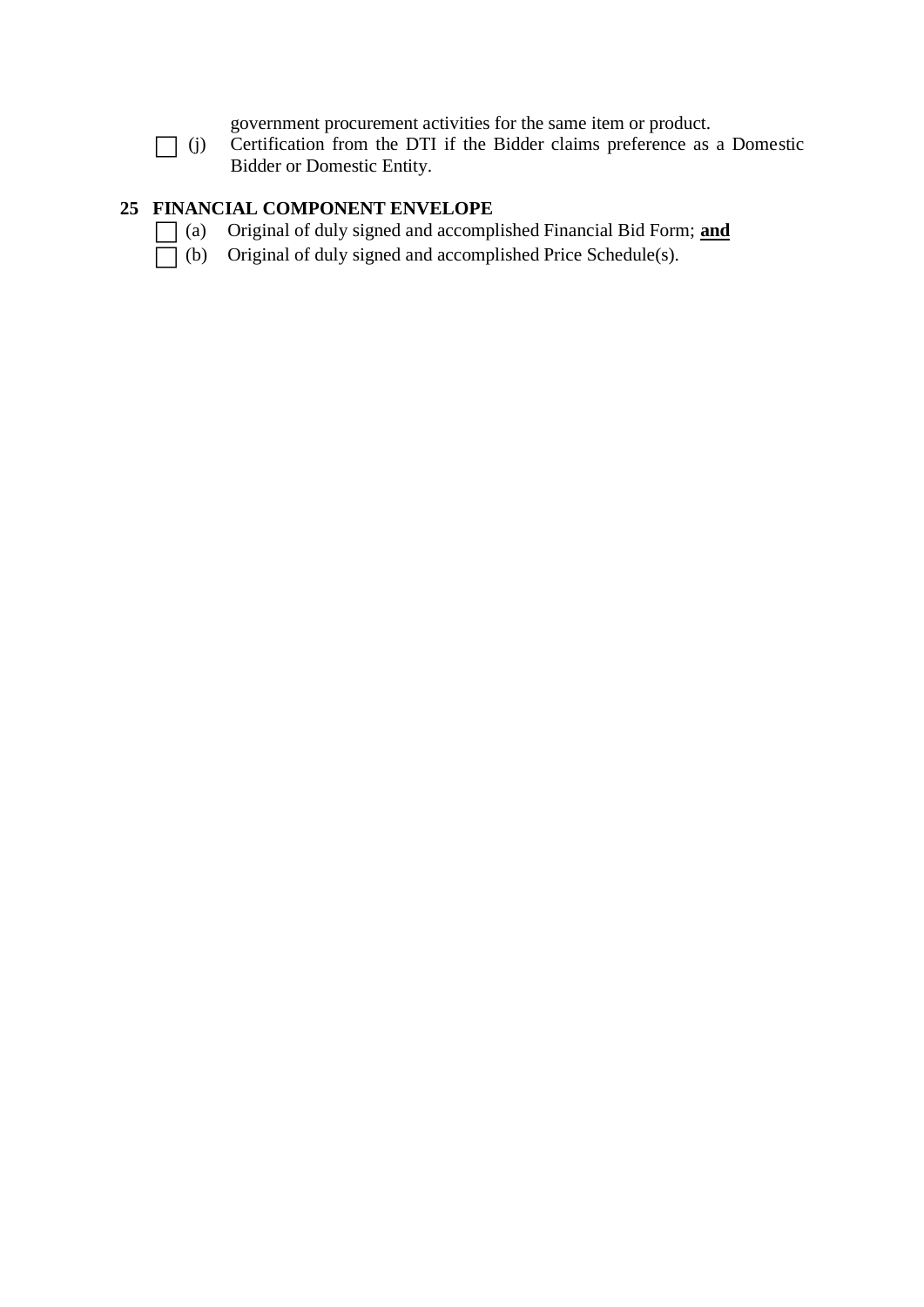government procurement activities for the same item or product.

- ☐ (j) Certification from the DTI if the Bidder claims preference as a Domestic Bidder or Domestic Entity.

**25 FINANCIAL COMPONENT ENVELOPE**

- ☐ (a) Original of duly signed and accomplished Financial Bid Form; **and**
- ☐ (b) Original of duly signed and accomplished Price Schedule(s).